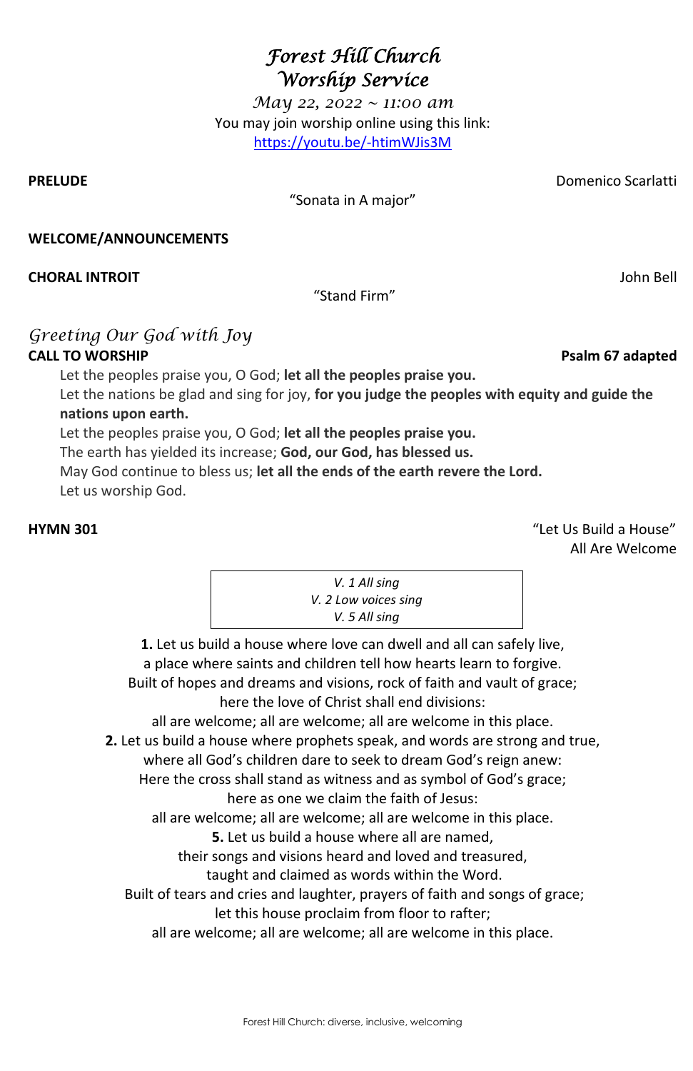# *Forest Hill Church*
# *Worship Service*

*May 22, 2022 ~ 11:00 am*

You may join worship online using this link:
https://youtu.be/-htimWJis3M

**PRELUDE** Domenico Scarlatti

"Sonata in A major"

**WELCOME/ANNOUNCEMENTS**

**CHORAL INTROIT** John Bell

"Stand Firm"

## *Greeting Our God with Joy*

**CALL TO WORSHIP** **Psalm 67 adapted**

Let the peoples praise you, O God; **let all the peoples praise you.**
Let the nations be glad and sing for joy, **for you judge the peoples with equity and guide the nations upon earth.**
Let the peoples praise you, O God; **let all the peoples praise you.**
The earth has yielded its increase; **God, our God, has blessed us.**
May God continue to bless us; **let all the ends of the earth revere the Lord.**
Let us worship God.

**HYMN 301** "Let Us Build a House"
All Are Welcome

*V. 1 All sing*
*V. 2 Low voices sing*
*V. 5 All sing*

**1.** Let us build a house where love can dwell and all can safely live,
a place where saints and children tell how hearts learn to forgive.
Built of hopes and dreams and visions, rock of faith and vault of grace;
here the love of Christ shall end divisions:
all are welcome; all are welcome; all are welcome in this place.

**2.** Let us build a house where prophets speak, and words are strong and true,
where all God's children dare to seek to dream God's reign anew:
Here the cross shall stand as witness and as symbol of God's grace;
here as one we claim the faith of Jesus:
all are welcome; all are welcome; all are welcome in this place.

**5.** Let us build a house where all are named,
their songs and visions heard and loved and treasured,
taught and claimed as words within the Word.
Built of tears and cries and laughter, prayers of faith and songs of grace;
let this house proclaim from floor to rafter;
all are welcome; all are welcome; all are welcome in this place.

Forest Hill Church: diverse, inclusive, welcoming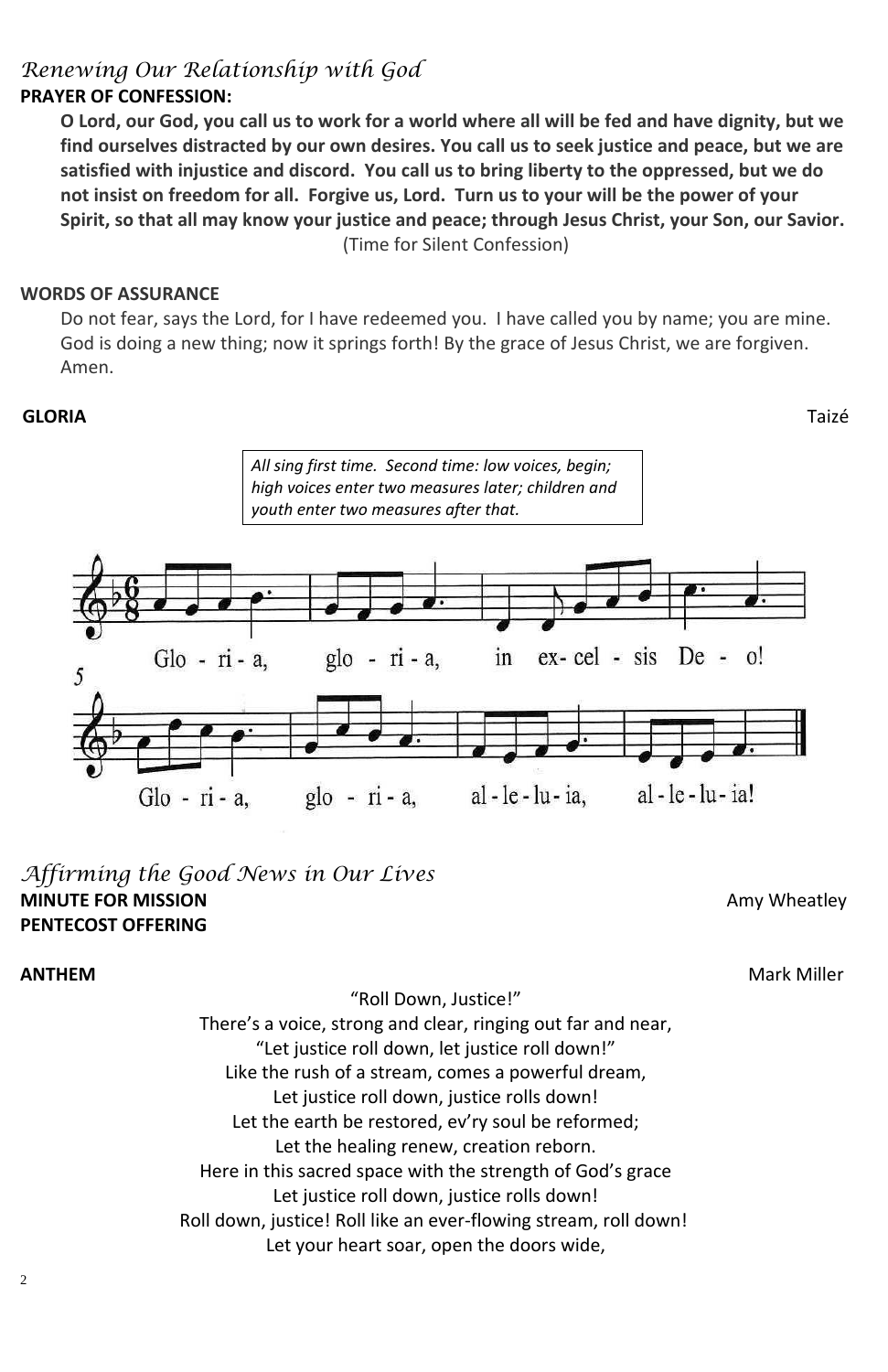*Renewing Our Relationship with God*

**PRAYER OF CONFESSION:**

**O Lord, our God, you call us to work for a world where all will be fed and have dignity, but we find ourselves distracted by our own desires. You call us to seek justice and peace, but we are satisfied with injustice and discord. You call us to bring liberty to the oppressed, but we do not insist on freedom for all. Forgive us, Lord. Turn us to your will be the power of your Spirit, so that all may know your justice and peace; through Jesus Christ, your Son, our Savior.**

(Time for Silent Confession)

**WORDS OF ASSURANCE**

Do not fear, says the Lord, for I have redeemed you. I have called you by name; you are mine. God is doing a new thing; now it springs forth! By the grace of Jesus Christ, we are forgiven. Amen.

**GLORIA** Taizé

*All sing first time. Second time: low voices, begin; high voices enter two measures later; children and youth enter two measures after that.*

Glo - ri - a, glo - ri - a, in ex- cel - sis De - o!

Glo - ri - a, glo - ri - a, al - le - lu - ia, al - le - lu - ia!

*Affirming the Good News in Our Lives*

**MINUTE FOR MISSION** Amy Wheatley

**PENTECOST OFFERING**

**ANTHEM** Mark Miller

"Roll Down, Justice!"

There's a voice, strong and clear, ringing out far and near,
"Let justice roll down, let justice roll down!"
Like the rush of a stream, comes a powerful dream,
Let justice roll down, justice rolls down!
Let the earth be restored, ev'ry soul be reformed;
Let the healing renew, creation reborn.
Here in this sacred space with the strength of God's grace
Let justice roll down, justice rolls down!
Roll down, justice! Roll like an ever-flowing stream, roll down!
Let your heart soar, open the doors wide,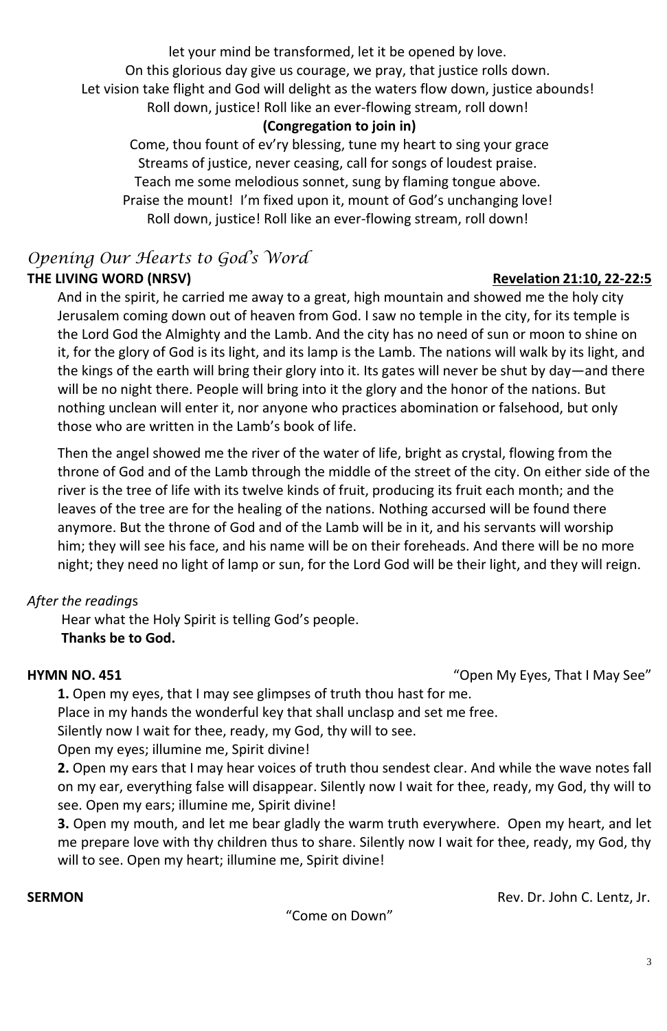let your mind be transformed, let it be opened by love.
On this glorious day give us courage, we pray, that justice rolls down.
Let vision take flight and God will delight as the waters flow down, justice abounds!
Roll down, justice! Roll like an ever-flowing stream, roll down!

**(Congregation to join in)**

Come, thou fount of ev'ry blessing, tune my heart to sing your grace
Streams of justice, never ceasing, call for songs of loudest praise.
Teach me some melodious sonnet, sung by flaming tongue above.
Praise the mount! I'm fixed upon it, mount of God's unchanging love!
Roll down, justice! Roll like an ever-flowing stream, roll down!

## *Opening Our Hearts to God's Word*

**THE LIVING WORD (NRSV)** **Revelation 21:10, 22-22:5**

And in the spirit, he carried me away to a great, high mountain and showed me the holy city Jerusalem coming down out of heaven from God. I saw no temple in the city, for its temple is the Lord God the Almighty and the Lamb. And the city has no need of sun or moon to shine on it, for the glory of God is its light, and its lamp is the Lamb. The nations will walk by its light, and the kings of the earth will bring their glory into it. Its gates will never be shut by day—and there will be no night there. People will bring into it the glory and the honor of the nations. But nothing unclean will enter it, nor anyone who practices abomination or falsehood, but only those who are written in the Lamb's book of life.

Then the angel showed me the river of the water of life, bright as crystal, flowing from the throne of God and of the Lamb through the middle of the street of the city. On either side of the river is the tree of life with its twelve kinds of fruit, producing its fruit each month; and the leaves of the tree are for the healing of the nations. Nothing accursed will be found there anymore. But the throne of God and of the Lamb will be in it, and his servants will worship him; they will see his face, and his name will be on their foreheads. And there will be no more night; they need no light of lamp or sun, for the Lord God will be their light, and they will reign.

*After the readings*

Hear what the Holy Spirit is telling God's people.
**Thanks be to God.**

**HYMN NO. 451** "Open My Eyes, That I May See"

**1.** Open my eyes, that I may see glimpses of truth thou hast for me.
Place in my hands the wonderful key that shall unclasp and set me free.
Silently now I wait for thee, ready, my God, thy will to see.
Open my eyes; illumine me, Spirit divine!

**2.** Open my ears that I may hear voices of truth thou sendest clear. And while the wave notes fall on my ear, everything false will disappear. Silently now I wait for thee, ready, my God, thy will to see. Open my ears; illumine me, Spirit divine!

**3.** Open my mouth, and let me bear gladly the warm truth everywhere. Open my heart, and let me prepare love with thy children thus to share. Silently now I wait for thee, ready, my God, thy will to see. Open my heart; illumine me, Spirit divine!

**SERMON** Rev. Dr. John C. Lentz, Jr.

"Come on Down"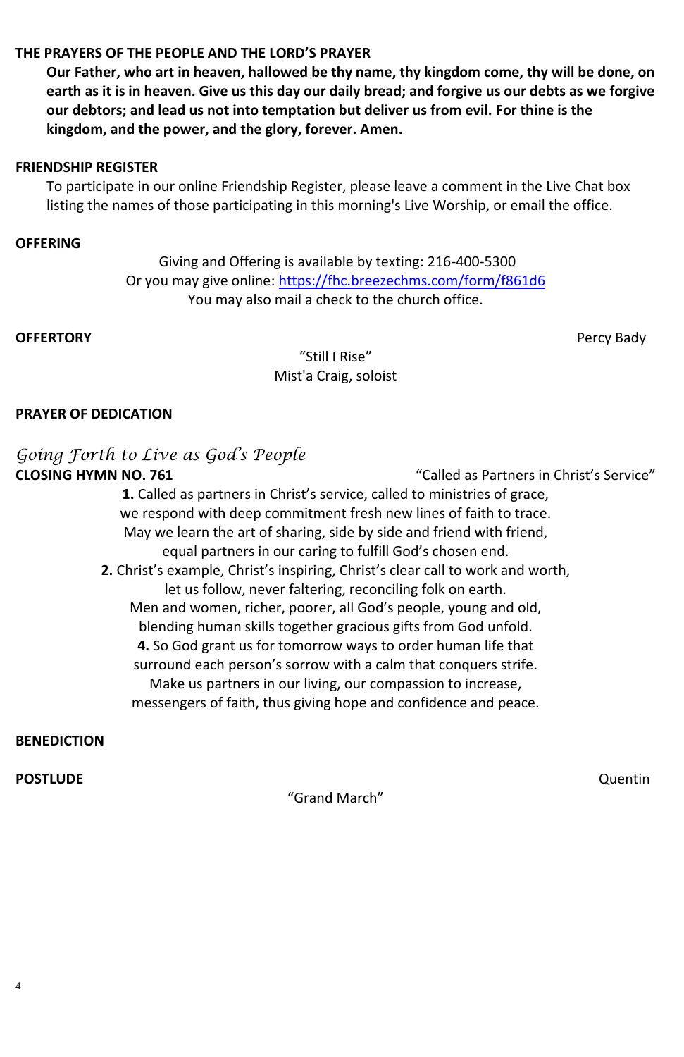**THE PRAYERS OF THE PEOPLE AND THE LORD'S PRAYER**

**Our Father, who art in heaven, hallowed be thy name, thy kingdom come, thy will be done, on earth as it is in heaven. Give us this day our daily bread; and forgive us our debts as we forgive our debtors; and lead us not into temptation but deliver us from evil. For thine is the kingdom, and the power, and the glory, forever. Amen.**

**FRIENDSHIP REGISTER**

To participate in our online Friendship Register, please leave a comment in the Live Chat box listing the names of those participating in this morning's Live Worship, or email the office.

**OFFERING**

Giving and Offering is available by texting: 216-400-5300
Or you may give online: https://fhc.breezechms.com/form/f861d6
You may also mail a check to the church office.

**OFFERTORY** Percy Bady

"Still I Rise"
Mist'a Craig, soloist

**PRAYER OF DEDICATION**

## *Going Forth to Live as God's People*

**CLOSING HYMN NO. 761** "Called as Partners in Christ's Service"

**1.** Called as partners in Christ's service, called to ministries of grace,
we respond with deep commitment fresh new lines of faith to trace.
May we learn the art of sharing, side by side and friend with friend,
equal partners in our caring to fulfill God's chosen end.

**2.** Christ's example, Christ's inspiring, Christ's clear call to work and worth,
let us follow, never faltering, reconciling folk on earth.
Men and women, richer, poorer, all God's people, young and old,
blending human skills together gracious gifts from God unfold.

**4.** So God grant us for tomorrow ways to order human life that
surround each person's sorrow with a calm that conquers strife.
Make us partners in our living, our compassion to increase,
messengers of faith, thus giving hope and confidence and peace.

**BENEDICTION**

**POSTLUDE** Quentin

"Grand March"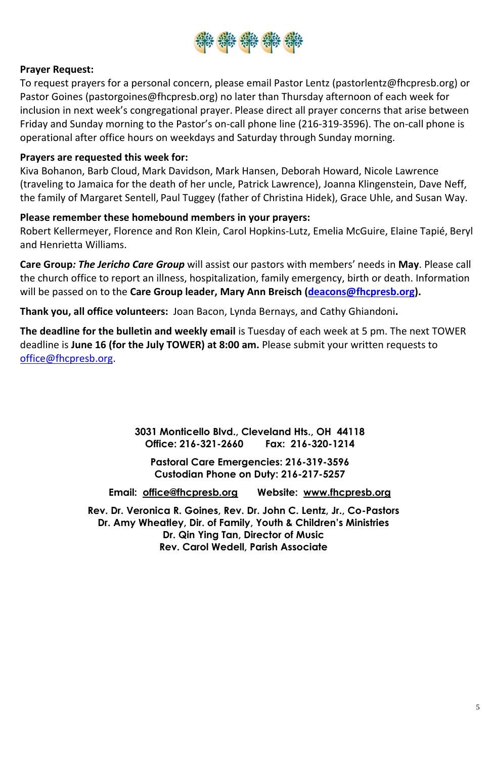**Prayer Request:**
To request prayers for a personal concern, please email Pastor Lentz (pastorlentz@fhcpresb.org) or Pastor Goines (pastorgoines@fhcpresb.org) no later than Thursday afternoon of each week for inclusion in next week's congregational prayer. Please direct all prayer concerns that arise between Friday and Sunday morning to the Pastor's on-call phone line (216-319-3596). The on-call phone is operational after office hours on weekdays and Saturday through Sunday morning.

**Prayers are requested this week for:**
Kiva Bohanon, Barb Cloud, Mark Davidson, Mark Hansen, Deborah Howard, Nicole Lawrence (traveling to Jamaica for the death of her uncle, Patrick Lawrence), Joanna Klingenstein, Dave Neff, the family of Margaret Sentell, Paul Tuggey (father of Christina Hidek), Grace Uhle, and Susan Way.

**Please remember these homebound members in your prayers:**
Robert Kellermeyer, Florence and Ron Klein, Carol Hopkins-Lutz, Emelia McGuire, Elaine Tapié, Beryl and Henrietta Williams.

**Care Group*: The Jericho Care Group*** will assist our pastors with members' needs in **May**. Please call the church office to report an illness, hospitalization, family emergency, birth or death. Information will be passed on to the **Care Group leader, Mary Ann Breisch (deacons@fhcpresb.org).**

**Thank you, all office volunteers:** Joan Bacon, Lynda Bernays, and Cathy Ghiandoni**.**

**The deadline for the bulletin and weekly email** is Tuesday of each week at 5 pm. The next TOWER deadline is **June 16 (for the July TOWER) at 8:00 am.** Please submit your written requests to office@fhcpresb.org.

**3031 Monticello Blvd., Cleveland Hts., OH 44118**
**Office: 216-321-2660 Fax: 216-320-1214**

**Pastoral Care Emergencies: 216-319-3596**
**Custodian Phone on Duty: 216-217-5257**

**Email: office@fhcpresb.org Website: www.fhcpresb.org**

**Rev. Dr. Veronica R. Goines, Rev. Dr. John C. Lentz, Jr., Co-Pastors**
**Dr. Amy Wheatley, Dir. of Family, Youth & Children's Ministries**
**Dr. Qin Ying Tan, Director of Music**
**Rev. Carol Wedell, Parish Associate**